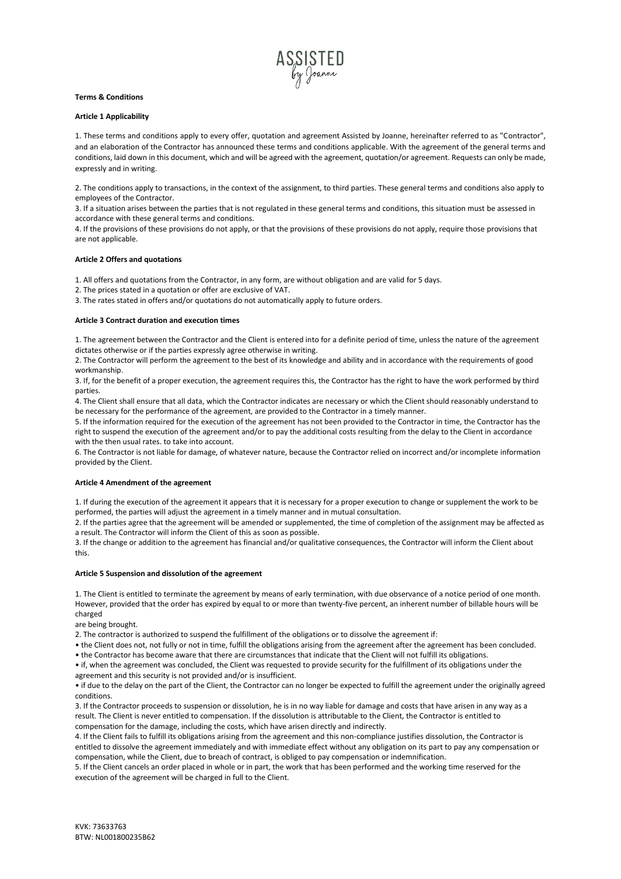# ASSISTED by Joanne

**Terms & Conditions**

**Article 1 Applicability**

1. These terms and conditions apply to every offer, quotation and agreement Assisted by Joanne, hereinafter referred to as "Contractor", and an elaboration of the Contractor has announced these terms and conditions applicable. With the agreement of the general terms and conditions, laid down in this document, which and will be agreed with the agreement, quotation/or agreement. Requests can only be made, expressly and in writing.

2. The conditions apply to transactions, in the context of the assignment, to third parties. These general terms and conditions also apply to employees of the Contractor.
3. If a situation arises between the parties that is not regulated in these general terms and conditions, this situation must be assessed in accordance with these general terms and conditions.
4. If the provisions of these provisions do not apply, or that the provisions of these provisions do not apply, require those provisions that are not applicable.

**Article 2 Offers and quotations**

1. All offers and quotations from the Contractor, in any form, are without obligation and are valid for 5 days.
2. The prices stated in a quotation or offer are exclusive of VAT.
3. The rates stated in offers and/or quotations do not automatically apply to future orders.

**Article 3 Contract duration and execution times**

1. The agreement between the Contractor and the Client is entered into for a definite period of time, unless the nature of the agreement dictates otherwise or if the parties expressly agree otherwise in writing.
2. The Contractor will perform the agreement to the best of its knowledge and ability and in accordance with the requirements of good workmanship.
3. If, for the benefit of a proper execution, the agreement requires this, the Contractor has the right to have the work performed by third parties.
4. The Client shall ensure that all data, which the Contractor indicates are necessary or which the Client should reasonably understand to be necessary for the performance of the agreement, are provided to the Contractor in a timely manner.
5. If the information required for the execution of the agreement has not been provided to the Contractor in time, the Contractor has the right to suspend the execution of the agreement and/or to pay the additional costs resulting from the delay to the Client in accordance with the then usual rates. to take into account.
6. The Contractor is not liable for damage, of whatever nature, because the Contractor relied on incorrect and/or incomplete information provided by the Client.

**Article 4 Amendment of the agreement**

1. If during the execution of the agreement it appears that it is necessary for a proper execution to change or supplement the work to be performed, the parties will adjust the agreement in a timely manner and in mutual consultation.
2. If the parties agree that the agreement will be amended or supplemented, the time of completion of the assignment may be affected as a result. The Contractor will inform the Client of this as soon as possible.
3. If the change or addition to the agreement has financial and/or qualitative consequences, the Contractor will inform the Client about this.

**Article 5 Suspension and dissolution of the agreement**

1. The Client is entitled to terminate the agreement by means of early termination, with due observance of a notice period of one month. However, provided that the order has expired by equal to or more than twenty-five percent, an inherent number of billable hours will be charged
are being brought.
2. The contractor is authorized to suspend the fulfillment of the obligations or to dissolve the agreement if:

- the Client does not, not fully or not in time, fulfill the obligations arising from the agreement after the agreement has been concluded.
- the Contractor has become aware that there are circumstances that indicate that the Client will not fulfill its obligations.
- if, when the agreement was concluded, the Client was requested to provide security for the fulfillment of its obligations under the agreement and this security is not provided and/or is insufficient.
- if due to the delay on the part of the Client, the Contractor can no longer be expected to fulfill the agreement under the originally agreed conditions.

3. If the Contractor proceeds to suspension or dissolution, he is in no way liable for damage and costs that have arisen in any way as a result. The Client is never entitled to compensation. If the dissolution is attributable to the Client, the Contractor is entitled to compensation for the damage, including the costs, which have arisen directly and indirectly.
4. If the Client fails to fulfill its obligations arising from the agreement and this non-compliance justifies dissolution, the Contractor is entitled to dissolve the agreement immediately and with immediate effect without any obligation on its part to pay any compensation or compensation, while the Client, due to breach of contract, is obliged to pay compensation or indemnification.
5. If the Client cancels an order placed in whole or in part, the work that has been performed and the working time reserved for the execution of the agreement will be charged in full to the Client.

KVK: 73633763
BTW: NL001800235B62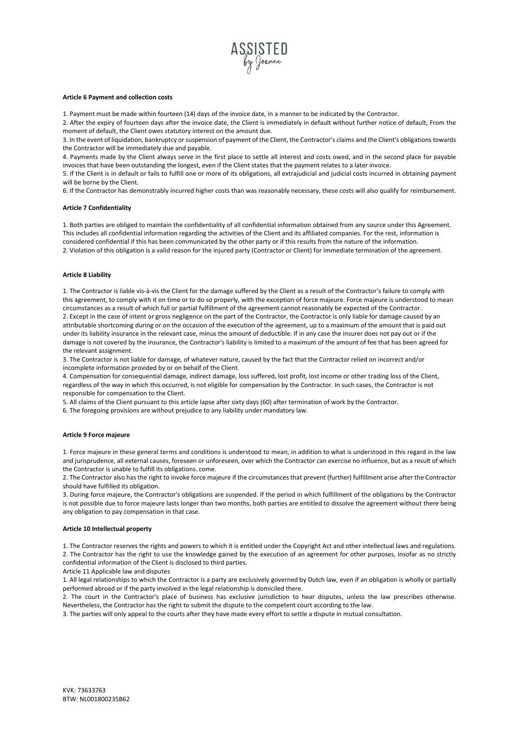**Article 6 Payment and collection costs**

1. Payment must be made within fourteen (14) days of the invoice date, in a manner to be indicated by the Contractor.
2. After the expiry of fourteen days after the invoice date, the Client is immediately in default without further notice of default; From the moment of default, the Client owes statutory interest on the amount due.
3. In the event of liquidation, bankruptcy or suspension of payment of the Client, the Contractor's claims and the Client's obligations towards the Contractor will be immediately due and payable.
4. Payments made by the Client always serve in the first place to settle all interest and costs owed, and in the second place for payable invoices that have been outstanding the longest, even if the Client states that the payment relates to a later invoice.
5. If the Client is in default or fails to fulfill one or more of its obligations, all extrajudicial and judicial costs incurred in obtaining payment will be borne by the Client.
6. If the Contractor has demonstrably incurred higher costs than was reasonably necessary, these costs will also qualify for reimbursement.

**Article 7 Confidentiality**

1. Both parties are obliged to maintain the confidentiality of all confidential information obtained from any source under this Agreement. This includes all confidential information regarding the activities of the Client and its affiliated companies. For the rest, information is considered confidential if this has been communicated by the other party or if this results from the nature of the information.
2. Violation of this obligation is a valid reason for the injured party (Contractor or Client) for immediate termination of the agreement.

**Article 8 Liability**

1. The Contractor is liable vis-à-vis the Client for the damage suffered by the Client as a result of the Contractor's failure to comply with this agreement, to comply with it on time or to do so properly, with the exception of force majeure. Force majeure is understood to mean circumstances as a result of which full or partial fulfillment of the agreement cannot reasonably be expected of the Contractor.
2. Except in the case of intent or gross negligence on the part of the Contractor, the Contractor is only liable for damage caused by an attributable shortcoming during or on the occasion of the execution of the agreement, up to a maximum of the amount that is paid out under its liability insurance in the relevant case, minus the amount of deductible. If in any case the insurer does not pay out or if the damage is not covered by the insurance, the Contractor's liability is limited to a maximum of the amount of fee that has been agreed for the relevant assignment.
3. The Contractor is not liable for damage, of whatever nature, caused by the fact that the Contractor relied on incorrect and/or incomplete information provided by or on behalf of the Client.
4. Compensation for consequential damage, indirect damage, loss suffered, lost profit, lost income or other trading loss of the Client, regardless of the way in which this occurred, is not eligible for compensation by the Contractor. In such cases, the Contractor is not responsible for compensation to the Client.
5. All claims of the Client pursuant to this article lapse after sixty days (60) after termination of work by the Contractor.
6. The foregoing provisions are without prejudice to any liability under mandatory law.

**Article 9 Force majeure**

1. Force majeure in these general terms and conditions is understood to mean, in addition to what is understood in this regard in the law and jurisprudence, all external causes, foreseen or unforeseen, over which the Contractor can exercise no influence, but as a result of which the Contractor is unable to fulfill its obligations. come.
2. The Contractor also has the right to invoke force majeure if the circumstances that prevent (further) fulfillment arise after the Contractor should have fulfilled its obligation.
3. During force majeure, the Contractor's obligations are suspended. If the period in which fulfillment of the obligations by the Contractor is not possible due to force majeure lasts longer than two months, both parties are entitled to dissolve the agreement without there being any obligation to pay compensation in that case.

**Article 10 Intellectual property**

1. The Contractor reserves the rights and powers to which it is entitled under the Copyright Act and other intellectual laws and regulations.
2. The Contractor has the right to use the knowledge gained by the execution of an agreement for other purposes, insofar as no strictly confidential information of the Client is disclosed to third parties.

Article 11 Applicable law and disputes

1. All legal relationships to which the Contractor is a party are exclusively governed by Dutch law, even if an obligation is wholly or partially performed abroad or if the party involved in the legal relationship is domiciled there.
2. The court in the Contractor's place of business has exclusive jurisdiction to hear disputes, unless the law prescribes otherwise. Nevertheless, the Contractor has the right to submit the dispute to the competent court according to the law.
3. The parties will only appeal to the courts after they have made every effort to settle a dispute in mutual consultation.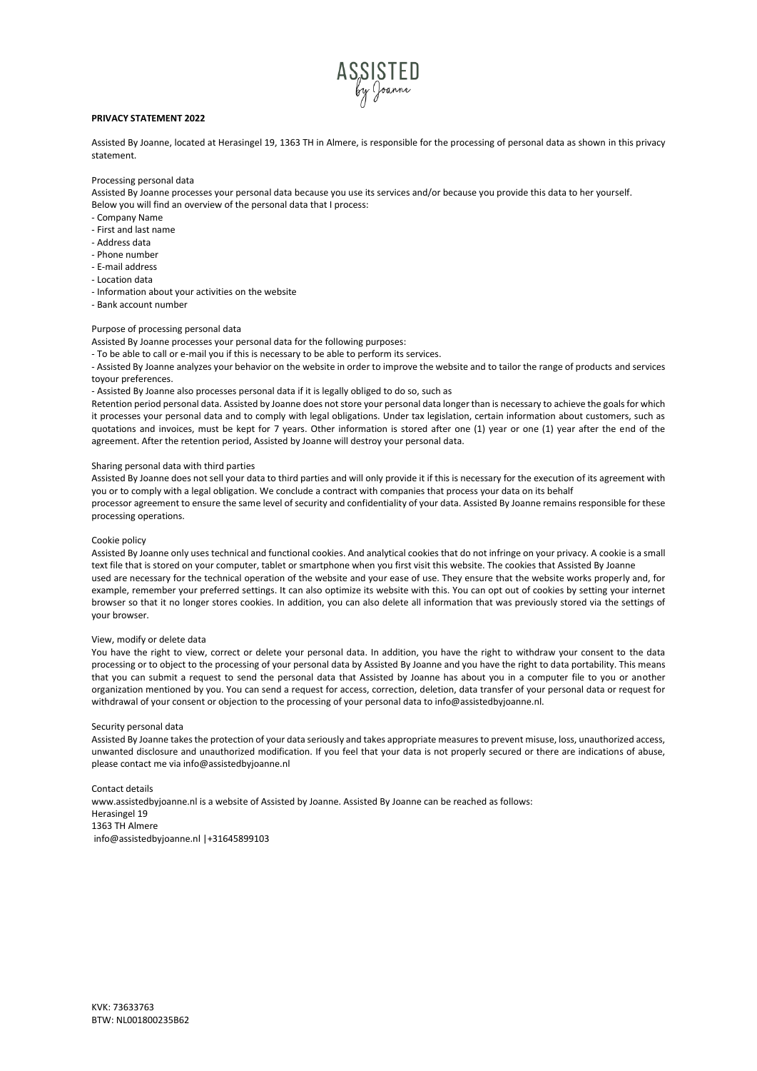ASSISTED
by Joanne

**PRIVACY STATEMENT 2022**

Assisted By Joanne, located at Herasingel 19, 1363 TH in Almere, is responsible for the processing of personal data as shown in this privacy statement.

Processing personal data
Assisted By Joanne processes your personal data because you use its services and/or because you provide this data to her yourself.
Below you will find an overview of the personal data that I process:

- Company Name
- First and last name
- Address data
- Phone number
- E-mail address
- Location data
- Information about your activities on the website
- Bank account number

Purpose of processing personal data
Assisted By Joanne processes your personal data for the following purposes:

- To be able to call or e-mail you if this is necessary to be able to perform its services.
- Assisted By Joanne analyzes your behavior on the website in order to improve the website and to tailor the range of products and services toyour preferences.
- Assisted By Joanne also processes personal data if it is legally obliged to do so, such as

Retention period personal data. Assisted by Joanne does not store your personal data longer than is necessary to achieve the goals for which it processes your personal data and to comply with legal obligations. Under tax legislation, certain information about customers, such as quotations and invoices, must be kept for 7 years. Other information is stored after one (1) year or one (1) year after the end of the agreement. After the retention period, Assisted by Joanne will destroy your personal data.

Sharing personal data with third parties
Assisted By Joanne does not sell your data to third parties and will only provide it if this is necessary for the execution of its agreement with you or to comply with a legal obligation. We conclude a contract with companies that process your data on its behalf
processor agreement to ensure the same level of security and confidentiality of your data. Assisted By Joanne remains responsible for these processing operations.

Cookie policy
Assisted By Joanne only uses technical and functional cookies. And analytical cookies that do not infringe on your privacy. A cookie is a small text file that is stored on your computer, tablet or smartphone when you first visit this website. The cookies that Assisted By Joanne
used are necessary for the technical operation of the website and your ease of use. They ensure that the website works properly and, for example, remember your preferred settings. It can also optimize its website with this. You can opt out of cookies by setting your internet browser so that it no longer stores cookies. In addition, you can also delete all information that was previously stored via the settings of your browser.

View, modify or delete data
You have the right to view, correct or delete your personal data. In addition, you have the right to withdraw your consent to the data processing or to object to the processing of your personal data by Assisted By Joanne and you have the right to data portability. This means that you can submit a request to send the personal data that Assisted by Joanne has about you in a computer file to you or another organization mentioned by you. You can send a request for access, correction, deletion, data transfer of your personal data or request for withdrawal of your consent or objection to the processing of your personal data to info@assistedbyjoanne.nl.

Security personal data
Assisted By Joanne takes the protection of your data seriously and takes appropriate measures to prevent misuse, loss, unauthorized access, unwanted disclosure and unauthorized modification. If you feel that your data is not properly secured or there are indications of abuse, please contact me via info@assistedbyjoanne.nl

Contact details
www.assistedbyjoanne.nl is a website of Assisted by Joanne. Assisted By Joanne can be reached as follows:
Herasingel 19
1363 TH Almere
info@assistedbyjoanne.nl |+31645899103

KVK: 73633763
BTW: NL001800235B62